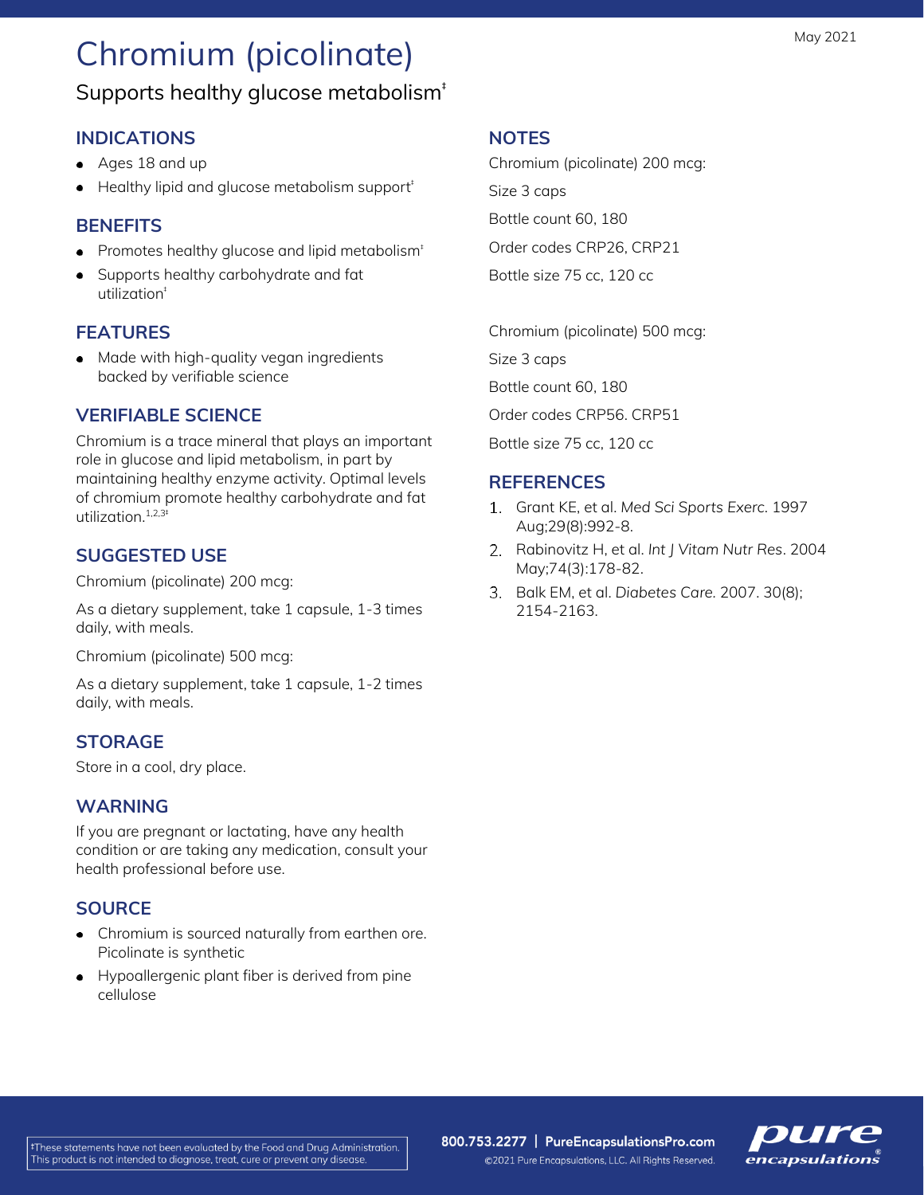May 2021

# Chromium (picolinate)

Supports healthy glucose metabolism‡

## INDICATIONS

- Ages 18 and up
- Healthy lipid and glucose metabolism support‡

## BENEFITS

- Promotes healthy glucose and lipid metabolism‡
- Supports healthy carbohydrate and fat utilization‡

## FEATURES

- Made with high-quality vegan ingredients backed by verifiable science

## VERIFIABLE SCIENCE

Chromium is a trace mineral that plays an important role in glucose and lipid metabolism, in part by maintaining healthy enzyme activity. Optimal levels of chromium promote healthy carbohydrate and fat utilization.[1,2,3‡]

## SUGGESTED USE

Chromium (picolinate) 200 mcg:

As a dietary supplement, take 1 capsule, 1-3 times daily, with meals.

Chromium (picolinate) 500 mcg:

As a dietary supplement, take 1 capsule, 1-2 times daily, with meals.

## STORAGE

Store in a cool, dry place.

## WARNING

If you are pregnant or lactating, have any health condition or are taking any medication, consult your health professional before use.

## SOURCE

- Chromium is sourced naturally from earthen ore. Picolinate is synthetic
- Hypoallergenic plant fiber is derived from pine cellulose

## NOTES

Chromium (picolinate) 200 mcg:

Size 3 caps

Bottle count 60, 180

Order codes CRP26, CRP21

Bottle size 75 cc, 120 cc

Chromium (picolinate) 500 mcg:

Size 3 caps

Bottle count 60, 180

Order codes CRP56. CRP51

Bottle size 75 cc, 120 cc

## REFERENCES

1. Grant KE, et al. *Med Sci Sports Exerc*. 1997 Aug;29(8):992-8.
2. Rabinovitz H, et al. *Int J Vitam Nutr Res*. 2004 May;74(3):178-82.
3. Balk EM, et al. *Diabetes Care*. 2007. 30(8); 2154-2163.

‡These statements have not been evaluated by the Food and Drug Administration. This product is not intended to diagnose, treat, cure or prevent any disease.

800.753.2277 | PureEncapsulationsPro.com

©2021 Pure Encapsulations, LLC. All Rights Reserved.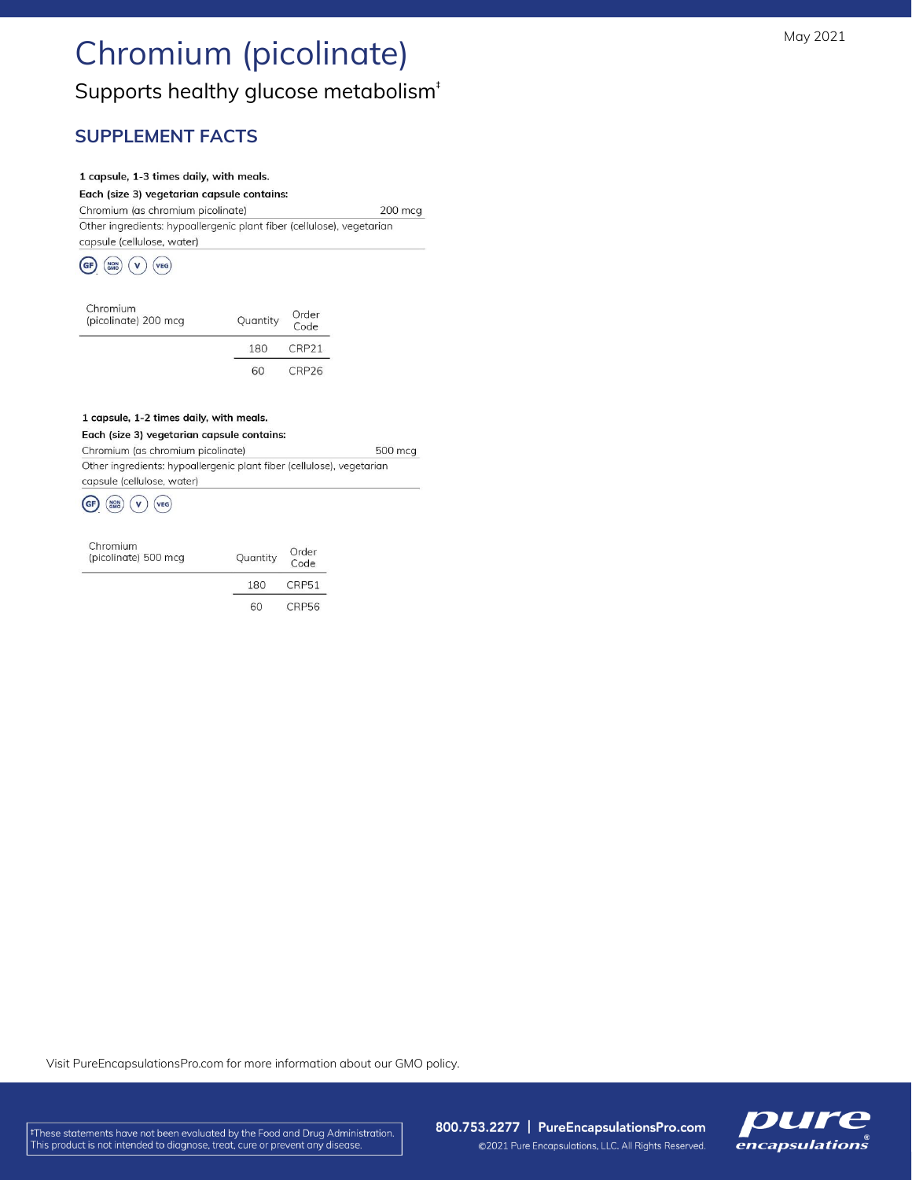# Chromium (picolinate)

May 2021

Supports healthy glucose metabolism‡

## SUPPLEMENT FACTS

**1 capsule, 1-3 times daily, with meals.**

**Each (size 3) vegetarian capsule contains:**

| | |
|---|---|
| Chromium (as chromium picolinate) | 200 mcg |

Other ingredients: hypoallergenic plant fiber (cellulose), vegetarian capsule (cellulose, water)

GF NON GMO V VEG

| Chromium (picolinate) 200 mcg | Quantity | Order Code |
|---|---|---|
| | 180 | CRP21 |
| | 60 | CRP26 |

**1 capsule, 1-2 times daily, with meals.**

**Each (size 3) vegetarian capsule contains:**

| | |
|---|---|
| Chromium (as chromium picolinate) | 500 mcg |

Other ingredients: hypoallergenic plant fiber (cellulose), vegetarian capsule (cellulose, water)

GF NON GMO V VEG

| Chromium (picolinate) 500 mcg | Quantity | Order Code |
|---|---|---|
| | 180 | CRP51 |
| | 60 | CRP56 |

Visit PureEncapsulationsPro.com for more information about our GMO policy.

‡These statements have not been evaluated by the Food and Drug Administration. This product is not intended to diagnose, treat, cure or prevent any disease.

800.753.2277 | PureEncapsulationsPro.com

©2021 Pure Encapsulations, LLC. All Rights Reserved.

pure encapsulations®